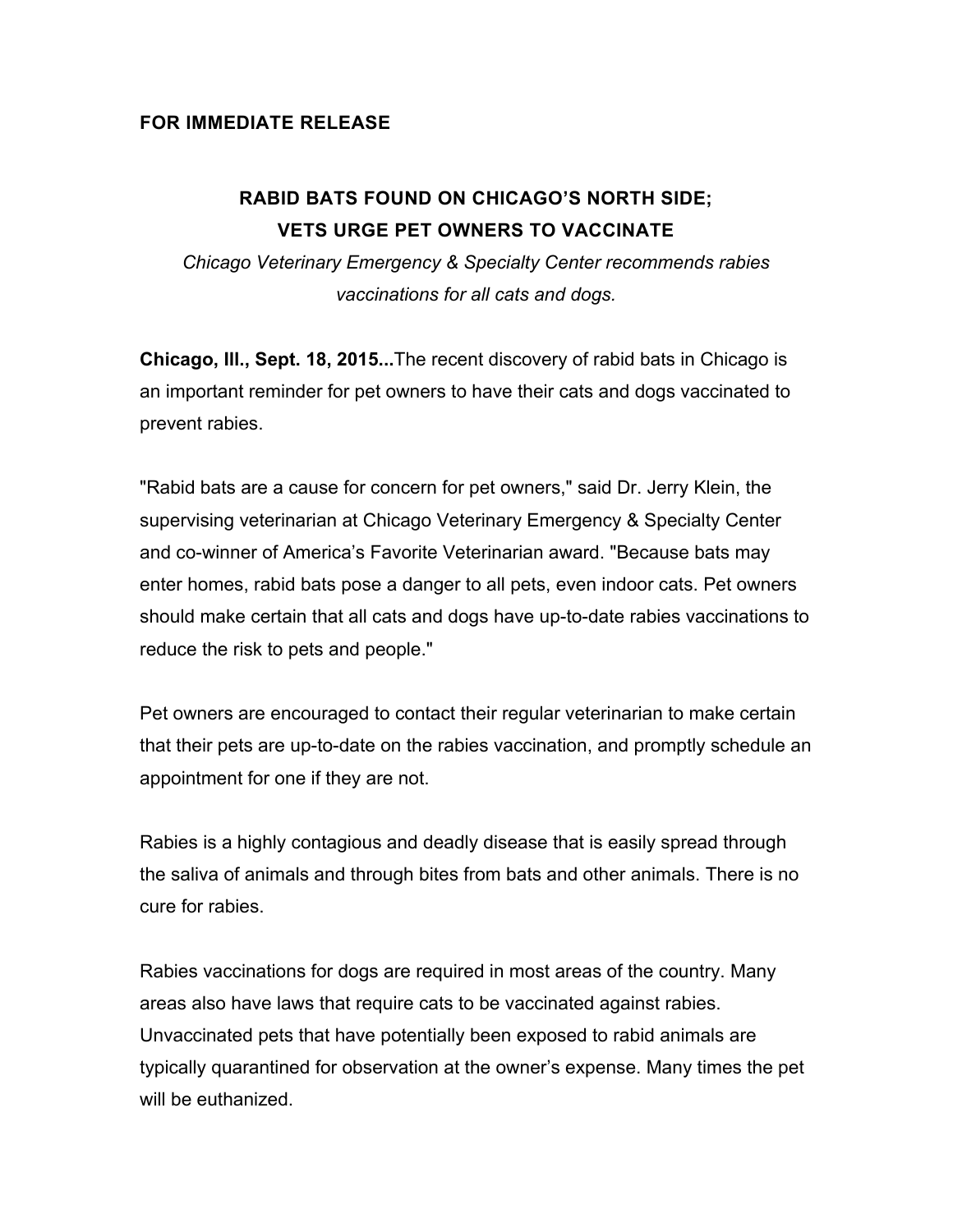**FOR IMMEDIATE RELEASE**

# RABID BATS FOUND ON CHICAGO'S NORTH SIDE; VETS URGE PET OWNERS TO VACCINATE

*Chicago Veterinary Emergency & Specialty Center recommends rabies vaccinations for all cats and dogs.*

**Chicago, Ill., Sept. 18, 2015...**The recent discovery of rabid bats in Chicago is an important reminder for pet owners to have their cats and dogs vaccinated to prevent rabies.

"Rabid bats are a cause for concern for pet owners," said Dr. Jerry Klein, the supervising veterinarian at Chicago Veterinary Emergency & Specialty Center and co-winner of America's Favorite Veterinarian award. "Because bats may enter homes, rabid bats pose a danger to all pets, even indoor cats. Pet owners should make certain that all cats and dogs have up-to-date rabies vaccinations to reduce the risk to pets and people."

Pet owners are encouraged to contact their regular veterinarian to make certain that their pets are up-to-date on the rabies vaccination, and promptly schedule an appointment for one if they are not.

Rabies is a highly contagious and deadly disease that is easily spread through the saliva of animals and through bites from bats and other animals. There is no cure for rabies.

Rabies vaccinations for dogs are required in most areas of the country. Many areas also have laws that require cats to be vaccinated against rabies. Unvaccinated pets that have potentially been exposed to rabid animals are typically quarantined for observation at the owner's expense. Many times the pet will be euthanized.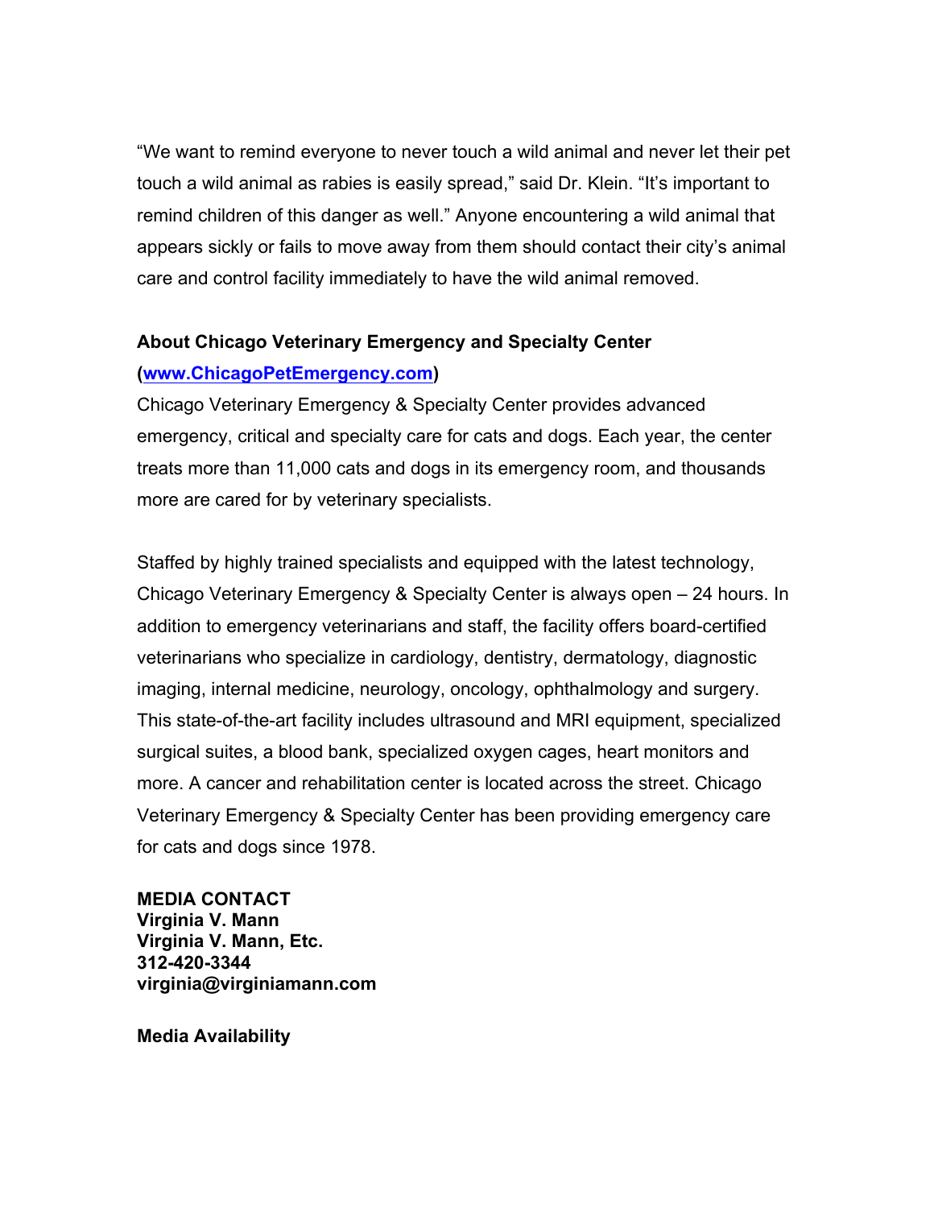"We want to remind everyone to never touch a wild animal and never let their pet touch a wild animal as rabies is easily spread," said Dr. Klein. "It's important to remind children of this danger as well." Anyone encountering a wild animal that appears sickly or fails to move away from them should contact their city's animal care and control facility immediately to have the wild animal removed.

**About Chicago Veterinary Emergency and Specialty Center ([www.ChicagoPetEmergency.com](http://www.ChicagoPetEmergency.com))**

Chicago Veterinary Emergency & Specialty Center provides advanced emergency, critical and specialty care for cats and dogs. Each year, the center treats more than 11,000 cats and dogs in its emergency room, and thousands more are cared for by veterinary specialists.

Staffed by highly trained specialists and equipped with the latest technology, Chicago Veterinary Emergency & Specialty Center is always open – 24 hours. In addition to emergency veterinarians and staff, the facility offers board-certified veterinarians who specialize in cardiology, dentistry, dermatology, diagnostic imaging, internal medicine, neurology, oncology, ophthalmology and surgery. This state-of-the-art facility includes ultrasound and MRI equipment, specialized surgical suites, a blood bank, specialized oxygen cages, heart monitors and more. A cancer and rehabilitation center is located across the street. Chicago Veterinary Emergency & Specialty Center has been providing emergency care for cats and dogs since 1978.

**MEDIA CONTACT**
**Virginia V. Mann**
**Virginia V. Mann, Etc.**
**312-420-3344**
**virginia@virginiamann.com**

**Media Availability**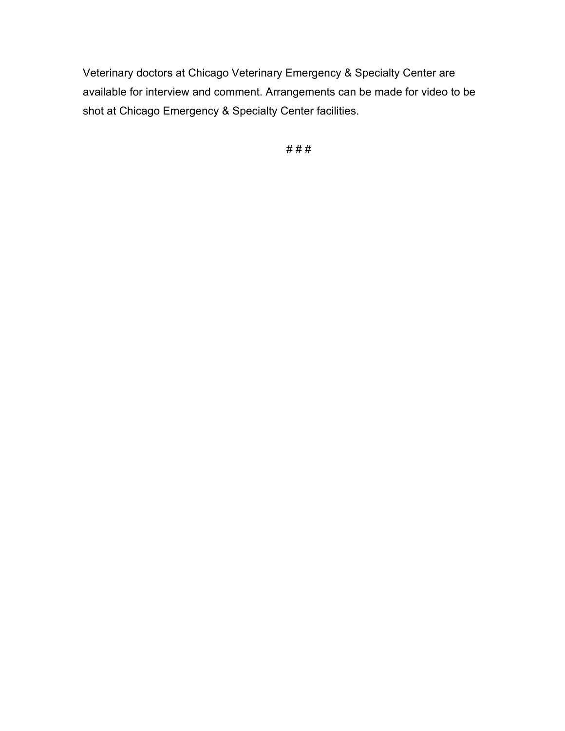Veterinary doctors at Chicago Veterinary Emergency & Specialty Center are available for interview and comment. Arrangements can be made for video to be shot at Chicago Emergency & Specialty Center facilities.

# # #